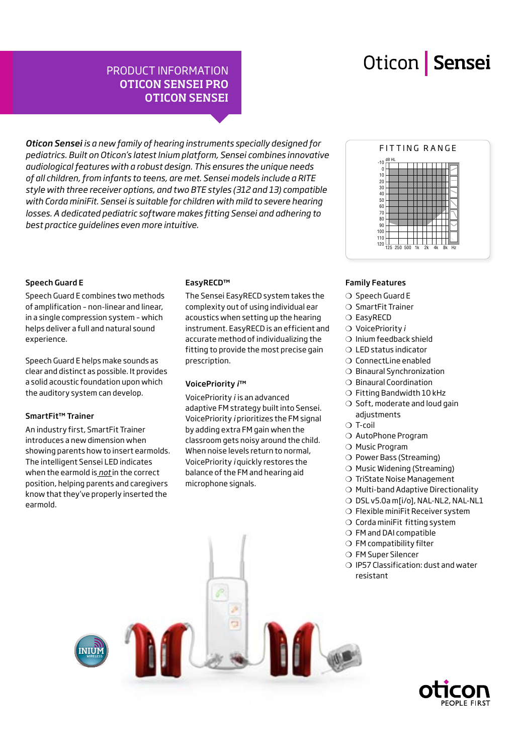# PRODUCT INFORMATION
# OTICON SENSEI PRO
# OTICON SENSEI

Oticon | Sensei

***Oticon Sensei** is a new family of hearing instruments specially designed for pediatrics. Built on Oticon's latest Inium platform, Sensei combines innovative audiological features with a robust design. This ensures the unique needs of all children, from infants to teens, are met. Sensei models include a RITE style with three receiver options, and two BTE styles (312 and 13) compatible with Corda miniFit. Sensei is suitable for children with mild to severe hearing losses. A dedicated pediatric software makes fitting Sensei and adhering to best practice guidelines even more intuitive.*

FITTING RANGE

### Speech Guard E

Speech Guard E combines two methods of amplification - non-linear and linear, in a single compression system - which helps deliver a full and natural sound experience.

Speech Guard E helps make sounds as clear and distinct as possible. It provides a solid acoustic foundation upon which the auditory system can develop.

### SmartFit™ Trainer

An industry first, SmartFit Trainer introduces a new dimension when showing parents how to insert earmolds. The intelligent Sensei LED indicates when the earmold is *not* in the correct position, helping parents and caregivers know that they've properly inserted the earmold.

### EasyRECD™

The Sensei EasyRECD system takes the complexity out of using individual ear acoustics when setting up the hearing instrument. EasyRECD is an efficient and accurate method of individualizing the fitting to provide the most precise gain prescription.

### VoicePriority *i*™

VoicePriority *i* is an advanced adaptive FM strategy built into Sensei. VoicePriority *i* prioritizes the FM signal by adding extra FM gain when the classroom gets noisy around the child. When noise levels return to normal, VoicePriority *i* quickly restores the balance of the FM and hearing aid microphone signals.

### Family Features

- Speech Guard E
- SmartFit Trainer
- EasyRECD
- VoicePriority *i*
- Inium feedback shield
- LED status indicator
- ConnectLine enabled
- Binaural Synchronization
- Binaural Coordination
- Fitting Bandwidth 10 kHz
- Soft, moderate and loud gain adjustments
- T-coil
- AutoPhone Program
- Music Program
- Power Bass (Streaming)
- Music Widening (Streaming)
- TriState Noise Management
- Multi-band Adaptive Directionality
- DSL v5.0a m[i/o], NAL-NL2, NAL-NL1
- Flexible miniFit Receiver system
- Corda miniFit fitting system
- FM and DAI compatible
- FM compatibility filter
- FM Super Silencer
- IP57 Classification: dust and water resistant

oticon PEOPLE FIRST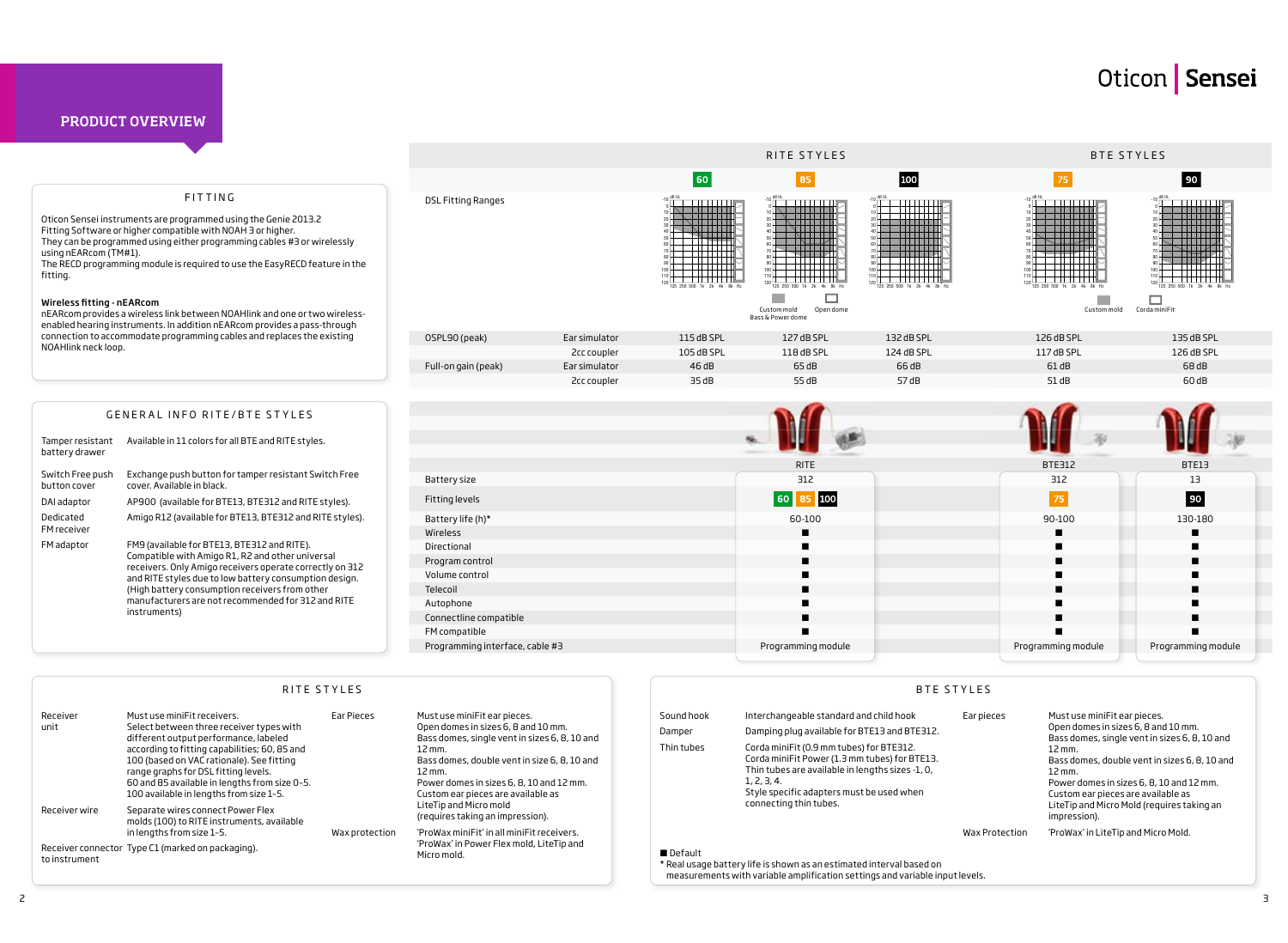# PRODUCT OVERVIEW

## FITTING

Oticon Sensei instruments are programmed using the Genie 2013.2 Fitting Software or higher compatible with NOAH 3 or higher. They can be programmed using either programming cables #3 or wirelessly using nEARcom (TM#1).
The RECD programming module is required to use the EasyRECD feature in the fitting.

**Wireless fitting - nEARcom**
nEARcom provides a wireless link between NOAHlink and one or two wireless-enabled hearing instruments. In addition nEARcom provides a pass-through connection to accommodate programming cables and replaces the existing NOAHlink neck loop.

## GENERAL INFO RITE/BTE STYLES

| | |
|---|---|
| Tamper resistant battery drawer | Available in 11 colors for all BTE and RITE styles. |
| Switch Free push button cover | Exchange push button for tamper resistant Switch Free cover. Available in black. |
| DAI adaptor | AP900 (available for BTE13, BTE312 and RITE styles). |
| Dedicated FM receiver | Amigo R12 (available for BTE13, BTE312 and RITE styles). |
| FM adaptor | FM9 (available for BTE13, BTE312 and RITE). Compatible with Amigo R1, R2 and other universal receivers. Only Amigo receivers operate correctly on 312 and RITE styles due to low battery consumption design. (High battery consumption receivers from other manufacturers are not recommended for 312 and RITE instruments) |

| | | RITE STYLES | | | BTE STYLES | |
|---|---|---|---|---|---|---|
| | | 60 | 85 | 100 | 75 | 90 |
| DSL Fitting Ranges | | | Custom mold / Bass & Power dome; Open dome | | Custom mold | Corda miniFit |
| OSPL90 (peak) | Ear simulator | 115 dB SPL | 127 dB SPL | 132 dB SPL | 126 dB SPL | 135 dB SPL |
| | 2cc coupler | 105 dB SPL | 118 dB SPL | 124 dB SPL | 117 dB SPL | 126 dB SPL |
| Full-on gain (peak) | Ear simulator | 46 dB | 65 dB | 66 dB | 61 dB | 68 dB |
| | 2cc coupler | 35 dB | 55 dB | 57 dB | 51 dB | 60 dB |

| | RITE | BTE312 | BTE13 |
|---|---|---|---|
| Battery size | 312 | 312 | 13 |
| Fitting levels | 60 85 100 | 75 | 90 |
| Battery life (h)* | 60-100 | 90-100 | 130-180 |
| Wireless | ■ | ■ | ■ |
| Directional | ■ | ■ | ■ |
| Program control | ■ | ■ | ■ |
| Volume control | ■ | ■ | ■ |
| Telecoil | ■ | ■ | ■ |
| Autophone | ■ | ■ | ■ |
| Connectline compatible | ■ | ■ | ■ |
| FM compatible | ■ | ■ | ■ |
| Programming interface, cable #3 | Programming module | Programming module | Programming module |

## RITE STYLES

| | | | |
|---|---|---|---|
| Receiver unit | Must use miniFit receivers. Select between three receiver types with different output performance, labeled according to fitting capabilities; 60, 85 and 100 (based on VAC rationale). See fitting range graphs for DSL fitting levels. 60 and 85 available in lengths from size 0-5. 100 available in lengths from size 1-5. | Ear Pieces | Must use miniFit ear pieces. Open domes in sizes 6, 8 and 10 mm. Bass domes, single vent in sizes 6, 8, 10 and 12 mm. Bass domes, double vent in size 6, 8, 10 and 12 mm. Power domes in sizes 6, 8, 10 and 12 mm. Custom ear pieces are available as LiteTip and Micro mold (requires taking an impression). |
| Receiver wire | Separate wires connect Power Flex molds (100) to RITE instruments, available in lengths from size 1-5. | Wax protection | 'ProWax miniFit' in all miniFit receivers. 'ProWax' in Power Flex mold, LiteTip and Micro mold. |
| Receiver connector to instrument | Type C1 (marked on packaging). | | |

## BTE STYLES

| | | | |
|---|---|---|---|
| Sound hook | Interchangeable standard and child hook | Ear pieces | Must use miniFit ear pieces. Open domes in sizes 6, 8 and 10 mm. Bass domes, single vent in sizes 6, 8, 10 and 12 mm. Bass domes, double vent in sizes 6, 8, 10 and 12 mm. Power domes in sizes 6, 8, 10 and 12 mm. Custom ear pieces are available as LiteTip and Micro Mold (requires taking an impression). |
| Damper | Damping plug available for BTE13 and BTE312. | | |
| Thin tubes | Corda miniFit (0.9 mm tubes) for BTE312. Corda miniFit Power (1.3 mm tubes) for BTE13. Thin tubes are available in lengths sizes -1, 0, 1, 2, 3, 4. Style specific adapters must be used when connecting thin tubes. | | |
| | | Wax Protection | 'ProWax' in LiteTip and Micro Mold. |

■ Default
* Real usage battery life is shown as an estimated interval based on measurements with variable amplification settings and variable input levels.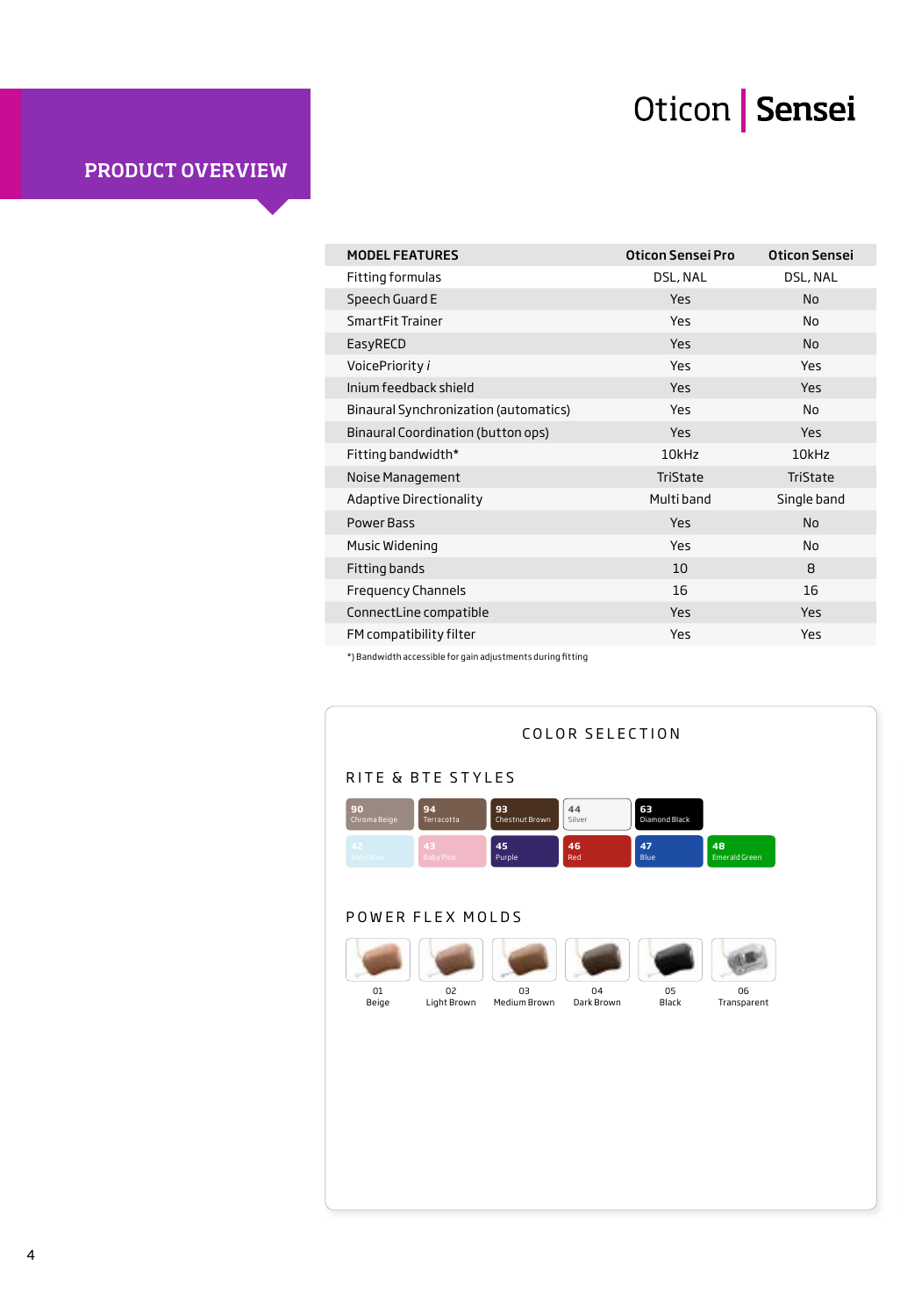# PRODUCT OVERVIEW

## Oticon | Sensei

| MODEL FEATURES | Oticon Sensei Pro | Oticon Sensei |
|---|---|---|
| Fitting formulas | DSL, NAL | DSL, NAL |
| Speech Guard E | Yes | No |
| SmartFit Trainer | Yes | No |
| EasyRECD | Yes | No |
| VoicePriority *i* | Yes | Yes |
| Inium feedback shield | Yes | Yes |
| Binaural Synchronization (automatics) | Yes | No |
| Binaural Coordination (button ops) | Yes | Yes |
| Fitting bandwidth* | 10kHz | 10kHz |
| Noise Management | TriState | TriState |
| Adaptive Directionality | Multi band | Single band |
| Power Bass | Yes | No |
| Music Widening | Yes | No |
| Fitting bands | 10 | 8 |
| Frequency Channels | 16 | 16 |
| ConnectLine compatible | Yes | Yes |
| FM compatibility filter | Yes | Yes |

*) Bandwidth accessible for gain adjustments during fitting

## COLOR SELECTION

### RITE & BTE STYLES

- 90 Chroma Beige
- 94 Terracotta
- 93 Chestnut Brown
- 44 Silver
- 63 Diamond Black
- 42 Baby Blue
- 43 Baby Pink
- 45 Purple
- 46 Red
- 47 Blue
- 48 Emerald Green

### POWER FLEX MOLDS

- 01 Beige
- 02 Light Brown
- 03 Medium Brown
- 04 Dark Brown
- 05 Black
- 06 Transparent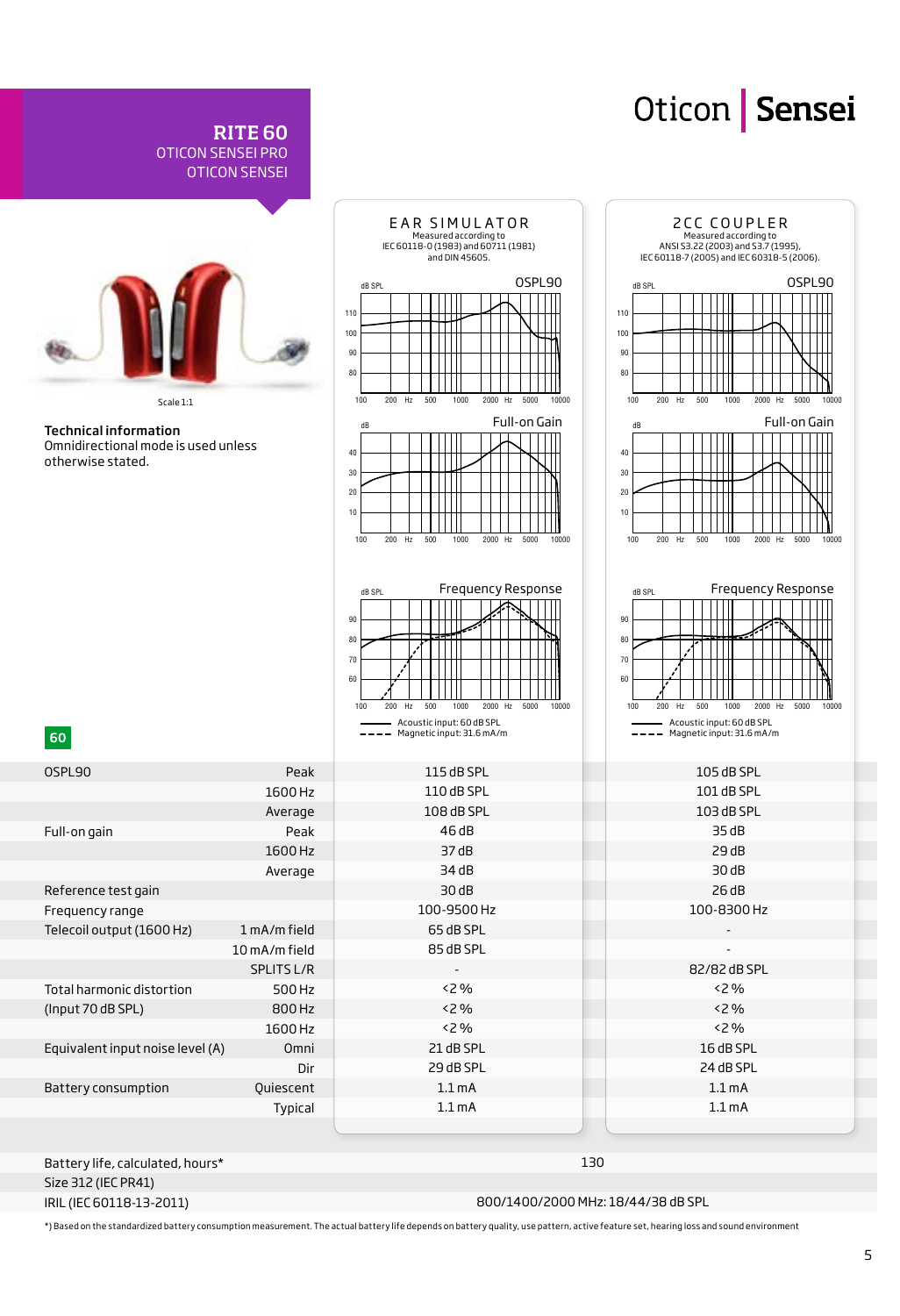# RITE 60

OTICON SENSEI PRO
OTICON SENSEI

Oticon | Sensei

Scale 1:1

**Technical information**
Omnidirectional mode is used unless otherwise stated.

**EAR SIMULATOR**
Measured according to IEC 60118-0 (1983) and 60711 (1981) and DIN 45605.

**2CC COUPLER**
Measured according to ANSI S3.22 (2003) and S3.7 (1995), IEC 60118-7 (2005) and IEC 60318-5 (2006).

OSPL90 · Full-on Gain · Frequency Response

Acoustic input: 60 dB SPL
Magnetic input: 31.6 mA/m

60

| | | Ear Simulator | 2CC Coupler |
|---|---|---|---|
| OSPL90 | Peak | 115 dB SPL | 105 dB SPL |
| | 1600 Hz | 110 dB SPL | 101 dB SPL |
| | Average | 108 dB SPL | 103 dB SPL |
| Full-on gain | Peak | 46 dB | 35 dB |
| | 1600 Hz | 37 dB | 29 dB |
| | Average | 34 dB | 30 dB |
| Reference test gain | | 30 dB | 26 dB |
| Frequency range | | 100-9500 Hz | 100-8300 Hz |
| Telecoil output (1600 Hz) | 1 mA/m field | 65 dB SPL | - |
| | 10 mA/m field | 85 dB SPL | - |
| | SPLITS L/R | - | 82/82 dB SPL |
| Total harmonic distortion | 500 Hz | <2 % | <2 % |
| (Input 70 dB SPL) | 800 Hz | <2 % | <2 % |
| | 1600 Hz | <2 % | <2 % |
| Equivalent input noise level (A) | Omni | 21 dB SPL | 16 dB SPL |
| | Dir | 29 dB SPL | 24 dB SPL |
| Battery consumption | Quiescent | 1.1 mA | 1.1 mA |
| | Typical | 1.1 mA | 1.1 mA |

| | |
|---|---|
| Battery life, calculated, hours* | 130 |
| Size 312 (IEC PR41) | |
| IRIL (IEC 60118-13-2011) | 800/1400/2000 MHz: 18/44/38 dB SPL |

*) Based on the standardized battery consumption measurement. The actual battery life depends on battery quality, use pattern, active feature set, hearing loss and sound environment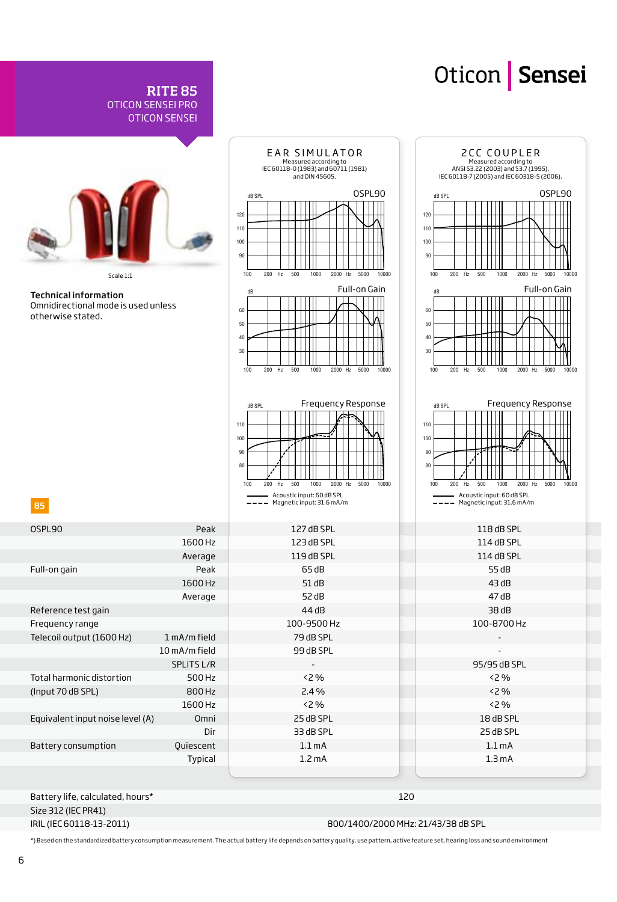# RITE 85

OTICON SENSEI PRO
OTICON SENSEI

Oticon | Sensei

Scale 1:1

**Technical information**
Omnidirectional mode is used unless otherwise stated.

**EAR SIMULATOR**
Measured according to IEC 60118-0 (1983) and 60711 (1981) and DIN 45605.

**2CC COUPLER**
Measured according to ANSI S3.22 (2003) and S3.7 (1995), IEC 60118-7 (2005) and IEC 60318-5 (2006).

OSPL90 — Full-on Gain — Frequency Response

Acoustic input: 60 dB SPL
Magnetic input: 31.6 mA/m

85

| | | Ear Simulator | 2CC Coupler |
|---|---|---|---|
| OSPL90 | Peak | 127 dB SPL | 118 dB SPL |
| | 1600 Hz | 123 dB SPL | 114 dB SPL |
| | Average | 119 dB SPL | 114 dB SPL |
| Full-on gain | Peak | 65 dB | 55 dB |
| | 1600 Hz | 51 dB | 43 dB |
| | Average | 52 dB | 47 dB |
| Reference test gain | | 44 dB | 38 dB |
| Frequency range | | 100-9500 Hz | 100-8700 Hz |
| Telecoil output (1600 Hz) | 1 mA/m field | 79 dB SPL | - |
| | 10 mA/m field | 99 dB SPL | - |
| | SPLITS L/R | - | 95/95 dB SPL |
| Total harmonic distortion | 500 Hz | <2 % | <2 % |
| (Input 70 dB SPL) | 800 Hz | 2.4 % | <2 % |
| | 1600 Hz | <2 % | <2 % |
| Equivalent input noise level (A) | Omni | 25 dB SPL | 18 dB SPL |
| | Dir | 33 dB SPL | 25 dB SPL |
| Battery consumption | Quiescent | 1.1 mA | 1.1 mA |
| | Typical | 1.2 mA | 1.3 mA |
| Battery life, calculated, hours* | | 120 | |
| Size 312 (IEC PR41) | | | |
| IRIL (IEC 60118-13-2011) | | 800/1400/2000 MHz: 21/43/38 dB SPL | |

*) Based on the standardized battery consumption measurement. The actual battery life depends on battery quality, use pattern, active feature set, hearing loss and sound environment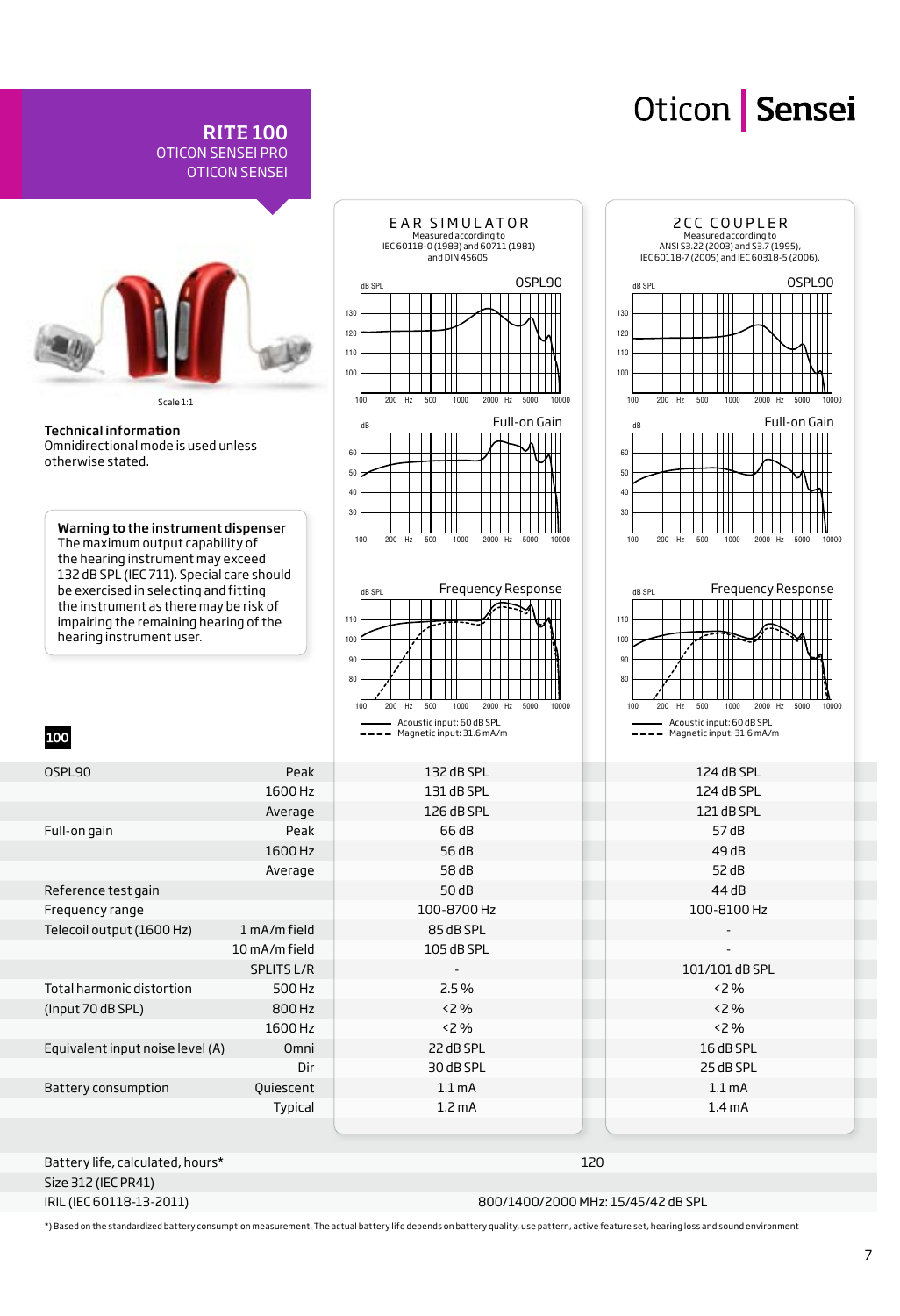# RITE 100

OTICON SENSEI PRO
OTICON SENSEI

Oticon | Sensei

Scale 1:1

**Technical information**
Omnidirectional mode is used unless otherwise stated.

**Warning to the instrument dispenser**
The maximum output capability of the hearing instrument may exceed 132 dB SPL (IEC 711). Special care should be exercised in selecting and fitting the instrument as there may be risk of impairing the remaining hearing of the hearing instrument user.

**EAR SIMULATOR**
Measured according to IEC 60118-0 (1983) and 60711 (1981) and DIN 45605.

**2CC COUPLER**
Measured according to ANSI S3.22 (2003) and S3.7 (1995), IEC 60118-7 (2005) and IEC 60318-5 (2006).

Acoustic input: 60 dB SPL
Magnetic input: 31.6 mA/m

**100**

| | | Ear Simulator | 2CC Coupler |
|---|---|---|---|
| OSPL90 | Peak | 132 dB SPL | 124 dB SPL |
| | 1600 Hz | 131 dB SPL | 124 dB SPL |
| | Average | 126 dB SPL | 121 dB SPL |
| Full-on gain | Peak | 66 dB | 57 dB |
| | 1600 Hz | 56 dB | 49 dB |
| | Average | 58 dB | 52 dB |
| Reference test gain | | 50 dB | 44 dB |
| Frequency range | | 100-8700 Hz | 100-8100 Hz |
| Telecoil output (1600 Hz) | 1 mA/m field | 85 dB SPL | - |
| | 10 mA/m field | 105 dB SPL | - |
| | SPLITS L/R | - | 101/101 dB SPL |
| Total harmonic distortion | 500 Hz | 2.5 % | <2 % |
| (Input 70 dB SPL) | 800 Hz | <2 % | <2 % |
| | 1600 Hz | <2 % | <2 % |
| Equivalent input noise level (A) | Omni | 22 dB SPL | 16 dB SPL |
| | Dir | 30 dB SPL | 25 dB SPL |
| Battery consumption | Quiescent | 1.1 mA | 1.1 mA |
| | Typical | 1.2 mA | 1.4 mA |
| Battery life, calculated, hours* | | 120 | |
| Size 312 (IEC PR41) | | | |
| IRIL (IEC 60118-13-2011) | | 800/1400/2000 MHz: 15/45/42 dB SPL | |

*) Based on the standardized battery consumption measurement. The actual battery life depends on battery quality, use pattern, active feature set, hearing loss and sound environment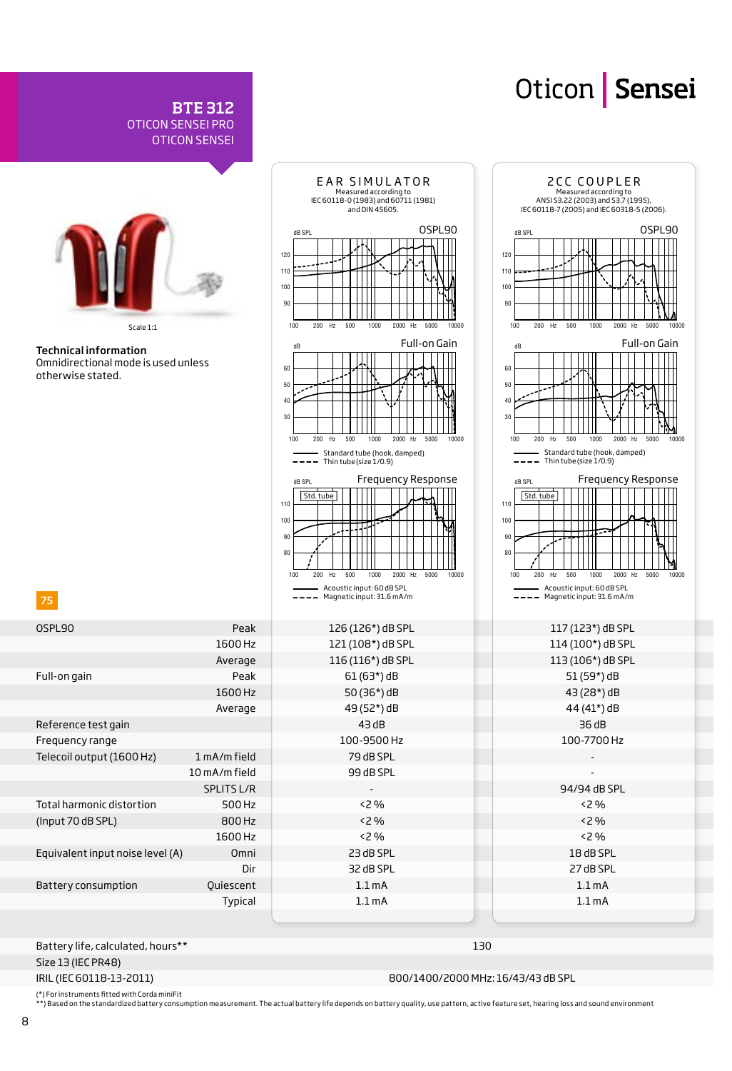# BTE 312

OTICON SENSEI PRO
OTICON SENSEI

Oticon | Sensei

Scale 1:1

**Technical information**
Omnidirectional mode is used unless otherwise stated.

**EAR SIMULATOR**
Measured according to IEC 60118-0 (1983) and 60711 (1981) and DIN 45605.

**2CC COUPLER**
Measured according to ANSI S3.22 (2003) and S3.7 (1995), IEC 60118-7 (2005) and IEC 60318-5 (2006).

OSPL90

Full-on Gain

Standard tube (hook, damped)
Thin tube (size 1/0.9)

Frequency Response

Std. tube

Acoustic input: 60 dB SPL
Magnetic input: 31.6 mA/m

75

| | | Ear Simulator | 2cc Coupler |
|---|---|---|---|
| OSPL90 | Peak | 126 (126*) dB SPL | 117 (123*) dB SPL |
| | 1600 Hz | 121 (108*) dB SPL | 114 (100*) dB SPL |
| | Average | 116 (116*) dB SPL | 113 (106*) dB SPL |
| Full-on gain | Peak | 61 (63*) dB | 51 (59*) dB |
| | 1600 Hz | 50 (36*) dB | 43 (28*) dB |
| | Average | 49 (52*) dB | 44 (41*) dB |
| Reference test gain | | 43 dB | 36 dB |
| Frequency range | | 100-9500 Hz | 100-7700 Hz |
| Telecoil output (1600 Hz) | 1 mA/m field | 79 dB SPL | - |
| | 10 mA/m field | 99 dB SPL | - |
| | SPLITS L/R | - | 94/94 dB SPL |
| Total harmonic distortion | 500 Hz | <2 % | <2 % |
| (Input 70 dB SPL) | 800 Hz | <2 % | <2 % |
| | 1600 Hz | <2 % | <2 % |
| Equivalent input noise level (A) | Omni | 23 dB SPL | 18 dB SPL |
| | Dir | 32 dB SPL | 27 dB SPL |
| Battery consumption | Quiescent | 1.1 mA | 1.1 mA |
| | Typical | 1.1 mA | 1.1 mA |

| | |
|---|---|
| Battery life, calculated, hours** | 130 |
| Size 13 (IEC PR48) | |
| IRIL (IEC 60118-13-2011) | 800/1400/2000 MHz: 16/43/43 dB SPL |

(*) For instruments fitted with Corda miniFit
**) Based on the standardized battery consumption measurement. The actual battery life depends on battery quality, use pattern, active feature set, hearing loss and sound environment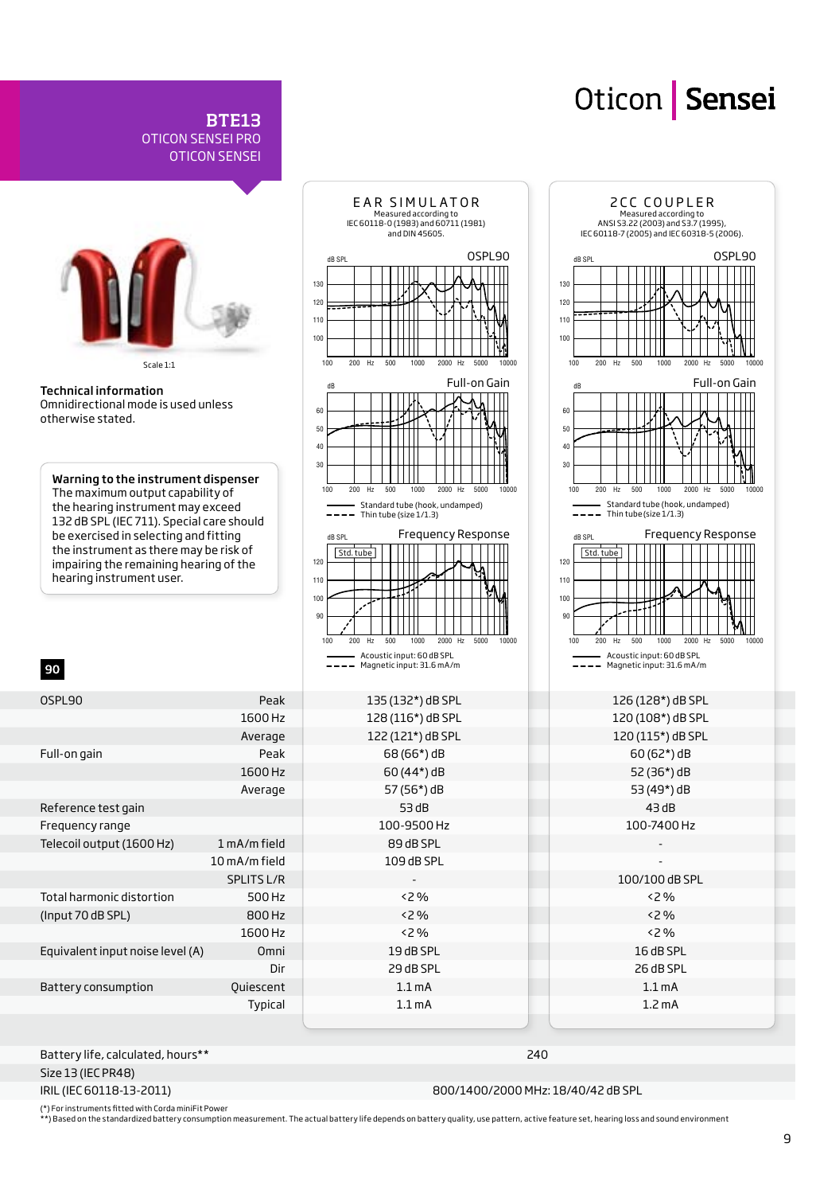## BTE13
OTICON SENSEI PRO
OTICON SENSEI

Oticon | **Sensei**

Scale 1:1

**Technical information**
Omnidirectional mode is used unless otherwise stated.

**Warning to the instrument dispenser**
The maximum output capability of the hearing instrument may exceed 132 dB SPL (IEC 711). Special care should be exercised in selecting and fitting the instrument as there may be risk of impairing the remaining hearing of the hearing instrument user.

**EAR SIMULATOR**
Measured according to IEC 60118-0 (1983) and 60711 (1981) and DIN 45605.

**2CC COUPLER**
Measured according to ANSI S3.22 (2003) and S3.7 (1995), IEC 60118-7 (2005) and IEC 60318-5 (2006).

OSPL90 — Full-on Gain — Frequency Response

Standard tube (hook, undamped)
Thin tube (size 1/1.3)

Std. tube

Acoustic input: 60 dB SPL
Magnetic input: 31.6 mA/m

**90**

| | | Ear simulator | 2cc coupler |
|---|---|---|---|
| OSPL90 | Peak | 135 (132*) dB SPL | 126 (128*) dB SPL |
| | 1600 Hz | 128 (116*) dB SPL | 120 (108*) dB SPL |
| | Average | 122 (121*) dB SPL | 120 (115*) dB SPL |
| Full-on gain | Peak | 68 (66*) dB | 60 (62*) dB |
| | 1600 Hz | 60 (44*) dB | 52 (36*) dB |
| | Average | 57 (56*) dB | 53 (49*) dB |
| Reference test gain | | 53 dB | 43 dB |
| Frequency range | | 100-9500 Hz | 100-7400 Hz |
| Telecoil output (1600 Hz) | 1 mA/m field | 89 dB SPL | - |
| | 10 mA/m field | 109 dB SPL | - |
| | SPLITS L/R | - | 100/100 dB SPL |
| Total harmonic distortion | 500 Hz | <2 % | <2 % |
| (Input 70 dB SPL) | 800 Hz | <2 % | <2 % |
| | 1600 Hz | <2 % | <2 % |
| Equivalent input noise level (A) | Omni | 19 dB SPL | 16 dB SPL |
| | Dir | 29 dB SPL | 26 dB SPL |
| Battery consumption | Quiescent | 1.1 mA | 1.1 mA |
| | Typical | 1.1 mA | 1.2 mA |

| | |
|---|---|
| Battery life, calculated, hours** | 240 |
| Size 13 (IEC PR48) | |
| IRIL (IEC 60118-13-2011) | 800/1400/2000 MHz: 18/40/42 dB SPL |

(*) For instruments fitted with Corda miniFit Power
**) Based on the standardized battery consumption measurement. The actual battery life depends on battery quality, use pattern, active feature set, hearing loss and sound environment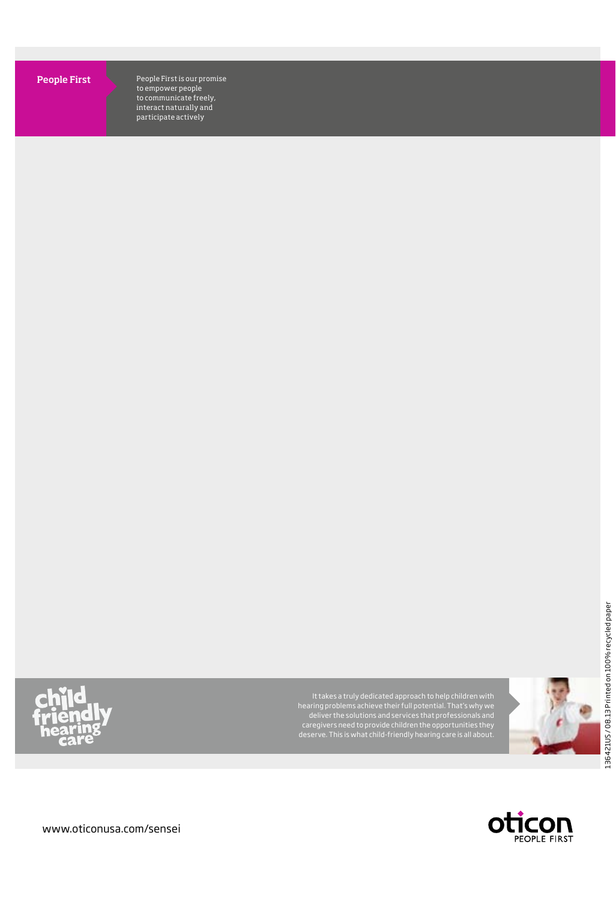**People First**

People First is our promise to empower people to communicate freely, interact naturally and participate actively

child friendly hearing care

It takes a truly dedicated approach to help children with hearing problems achieve their full potential. That's why we deliver the solutions and services that professionals and caregivers need to provide children the opportunities they deserve. This is what child-friendly hearing care is all about.

136421US / 08.13 Printed on 100% recycled paper

www.oticonusa.com/sensei

oticon PEOPLE FIRST